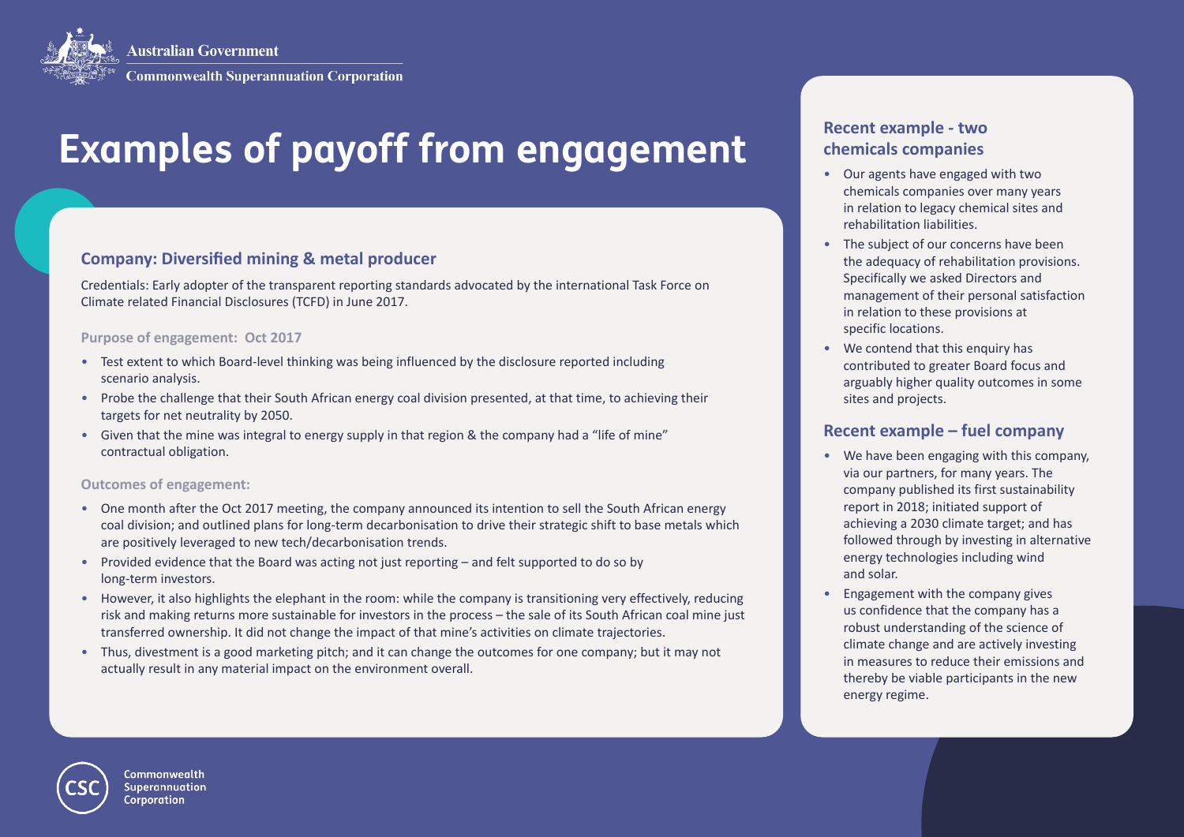# Examples of payoff from engagement

## Company: Diversified mining & metal producer

Credentials: Early adopter of the transparent reporting standards advocated by the international Task Force on Climate related Financial Disclosures (TCFD) in June 2017.

### Purpose of engagement: Oct 2017

- Test extent to which Board-level thinking was being influenced by the disclosure reported including scenario analysis.
- Probe the challenge that their South African energy coal division presented, at that time, to achieving their targets for net neutrality by 2050.
- Given that the mine was integral to energy supply in that region & the company had a "life of mine" contractual obligation.

### Outcomes of engagement:

- One month after the Oct 2017 meeting, the company announced its intention to sell the South African energy coal division; and outlined plans for long-term decarbonisation to drive their strategic shift to base metals which are positively leveraged to new tech/decarbonisation trends.
- Provided evidence that the Board was acting not just reporting – and felt supported to do so by long-term investors.
- However, it also highlights the elephant in the room: while the company is transitioning very effectively, reducing risk and making returns more sustainable for investors in the process – the sale of its South African coal mine just transferred ownership. It did not change the impact of that mine's activities on climate trajectories.
- Thus, divestment is a good marketing pitch; and it can change the outcomes for one company; but it may not actually result in any material impact on the environment overall.

## Recent example - two chemicals companies

- Our agents have engaged with two chemicals companies over many years in relation to legacy chemical sites and rehabilitation liabilities.
- The subject of our concerns have been the adequacy of rehabilitation provisions. Specifically we asked Directors and management of their personal satisfaction in relation to these provisions at specific locations.
- We contend that this enquiry has contributed to greater Board focus and arguably higher quality outcomes in some sites and projects.

## Recent example – fuel company

- We have been engaging with this company, via our partners, for many years. The company published its first sustainability report in 2018; initiated support of achieving a 2030 climate target; and has followed through by investing in alternative energy technologies including wind and solar.
- Engagement with the company gives us confidence that the company has a robust understanding of the science of climate change and are actively investing in measures to reduce their emissions and thereby be viable participants in the new energy regime.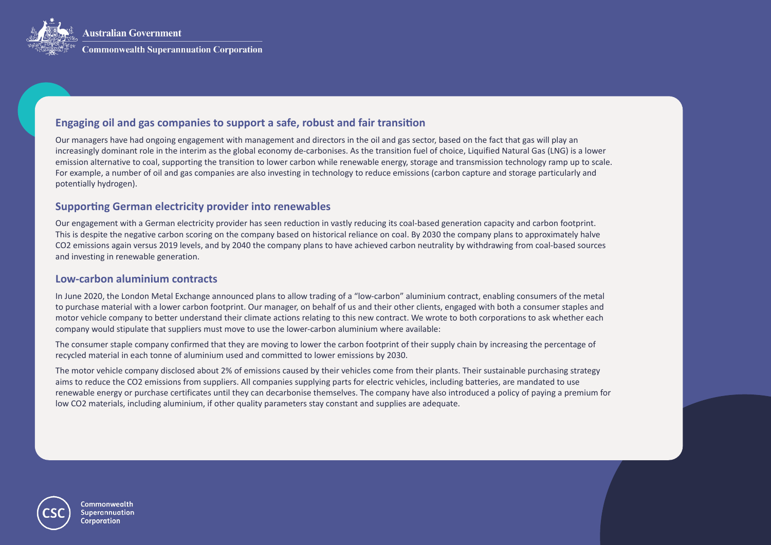## Engaging oil and gas companies to support a safe, robust and fair transition

Our managers have had ongoing engagement with management and directors in the oil and gas sector, based on the fact that gas will play an increasingly dominant role in the interim as the global economy de-carbonises. As the transition fuel of choice, Liquified Natural Gas (LNG) is a lower emission alternative to coal, supporting the transition to lower carbon while renewable energy, storage and transmission technology ramp up to scale. For example, a number of oil and gas companies are also investing in technology to reduce emissions (carbon capture and storage particularly and potentially hydrogen).

## Supporting German electricity provider into renewables

Our engagement with a German electricity provider has seen reduction in vastly reducing its coal-based generation capacity and carbon footprint. This is despite the negative carbon scoring on the company based on historical reliance on coal. By 2030 the company plans to approximately halve $CO_2$ emissions again versus 2019 levels, and by 2040 the company plans to have achieved carbon neutrality by withdrawing from coal-based sources and investing in renewable generation.

## Low-carbon aluminium contracts

In June 2020, the London Metal Exchange announced plans to allow trading of a "low-carbon" aluminium contract, enabling consumers of the metal to purchase material with a lower carbon footprint. Our manager, on behalf of us and their other clients, engaged with both a consumer staples and motor vehicle company to better understand their climate actions relating to this new contract. We wrote to both corporations to ask whether each company would stipulate that suppliers must move to use the lower-carbon aluminium where available:

The consumer staple company confirmed that they are moving to lower the carbon footprint of their supply chain by increasing the percentage of recycled material in each tonne of aluminium used and committed to lower emissions by 2030.

The motor vehicle company disclosed about 2% of emissions caused by their vehicles come from their plants. Their sustainable purchasing strategy aims to reduce the $CO_2$ emissions from suppliers. All companies supplying parts for electric vehicles, including batteries, are mandated to use renewable energy or purchase certificates until they can decarbonise themselves. The company have also introduced a policy of paying a premium for low $CO_2$ materials, including aluminium, if other quality parameters stay constant and supplies are adequate.